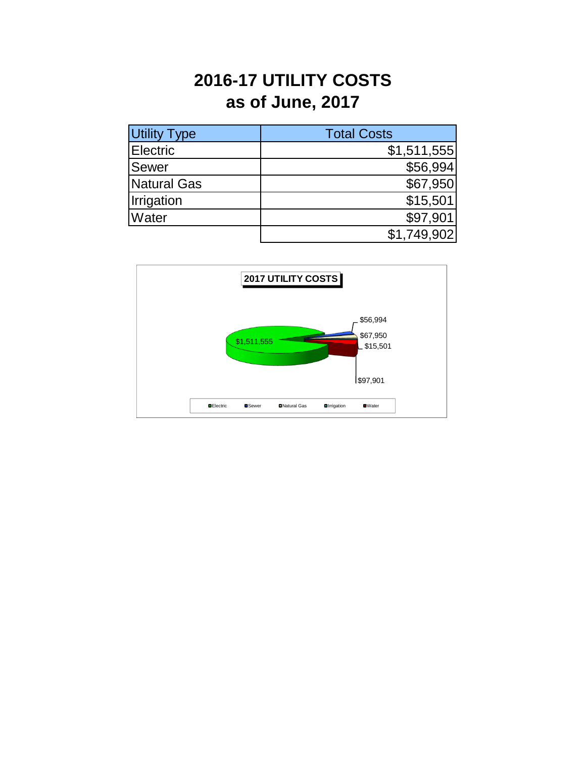# 2016-17 UTILITY COSTS
# as of June, 2017

| Utility Type | Total Costs |
|---|---|
| Electric | $1,511,555 |
| Sewer | $56,994 |
| Natural Gas | $67,950 |
| Irrigation | $15,501 |
| Water | $97,901 |
| | $1,749,902 |

**2017 UTILITY COSTS**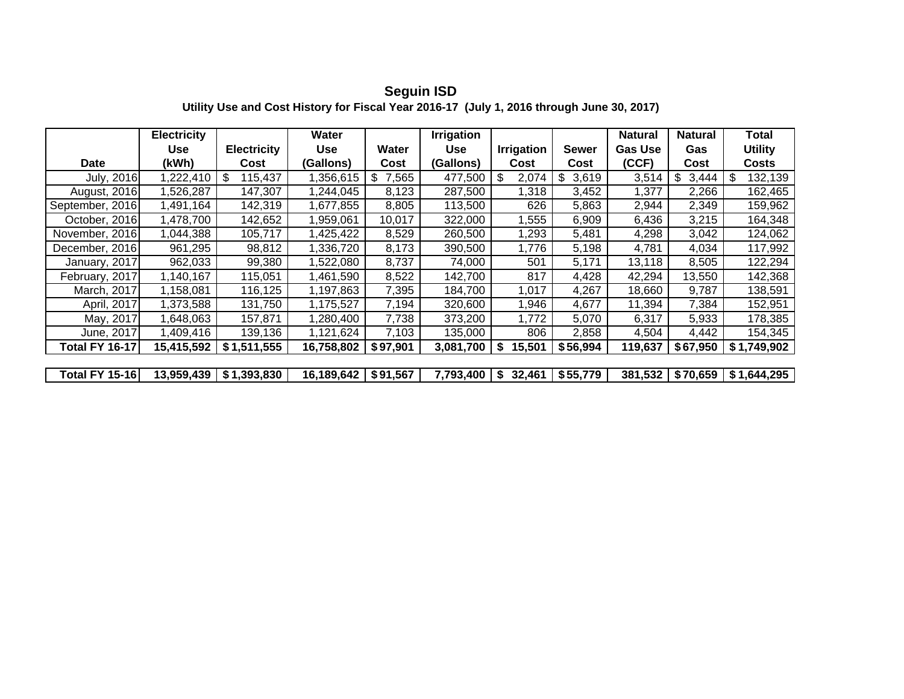# Seguin ISD

## Utility Use and Cost History for Fiscal Year 2016-17 (July 1, 2016 through June 30, 2017)

| Date | Electricity Use (kWh) | Electricity Cost | Water Use (Gallons) | Water Cost | Irrigation Use (Gallons) | Irrigation Cost | Sewer Cost | Natural Gas Use (CCF) | Natural Gas Cost | Total Utility Costs |
|---|---|---|---|---|---|---|---|---|---|---|
| July, 2016 | 1,222,410 | $ 115,437 | 1,356,615 | $ 7,565 | 477,500 | $ 2,074 | $ 3,619 | 3,514 | $ 3,444 | $ 132,139 |
| August, 2016 | 1,526,287 | 147,307 | 1,244,045 | 8,123 | 287,500 | 1,318 | 3,452 | 1,377 | 2,266 | 162,465 |
| September, 2016 | 1,491,164 | 142,319 | 1,677,855 | 8,805 | 113,500 | 626 | 5,863 | 2,944 | 2,349 | 159,962 |
| October, 2016 | 1,478,700 | 142,652 | 1,959,061 | 10,017 | 322,000 | 1,555 | 6,909 | 6,436 | 3,215 | 164,348 |
| November, 2016 | 1,044,388 | 105,717 | 1,425,422 | 8,529 | 260,500 | 1,293 | 5,481 | 4,298 | 3,042 | 124,062 |
| December, 2016 | 961,295 | 98,812 | 1,336,720 | 8,173 | 390,500 | 1,776 | 5,198 | 4,781 | 4,034 | 117,992 |
| January, 2017 | 962,033 | 99,380 | 1,522,080 | 8,737 | 74,000 | 501 | 5,171 | 13,118 | 8,505 | 122,294 |
| February, 2017 | 1,140,167 | 115,051 | 1,461,590 | 8,522 | 142,700 | 817 | 4,428 | 42,294 | 13,550 | 142,368 |
| March, 2017 | 1,158,081 | 116,125 | 1,197,863 | 7,395 | 184,700 | 1,017 | 4,267 | 18,660 | 9,787 | 138,591 |
| April, 2017 | 1,373,588 | 131,750 | 1,175,527 | 7,194 | 320,600 | 1,946 | 4,677 | 11,394 | 7,384 | 152,951 |
| May, 2017 | 1,648,063 | 157,871 | 1,280,400 | 7,738 | 373,200 | 1,772 | 5,070 | 6,317 | 5,933 | 178,385 |
| June, 2017 | 1,409,416 | 139,136 | 1,121,624 | 7,103 | 135,000 | 806 | 2,858 | 4,504 | 4,442 | 154,345 |
| **Total FY 16-17** | **15,415,592** | **$ 1,511,555** | **16,758,802** | **$ 97,901** | **3,081,700** | **$ 15,501** | **$ 56,994** | **119,637** | **$ 67,950** | **$ 1,749,902** |
| **Total FY 15-16** | **13,959,439** | **$ 1,393,830** | **16,189,642** | **$ 91,567** | **7,793,400** | **$ 32,461** | **$ 55,779** | **381,532** | **$ 70,659** | **$ 1,644,295** |